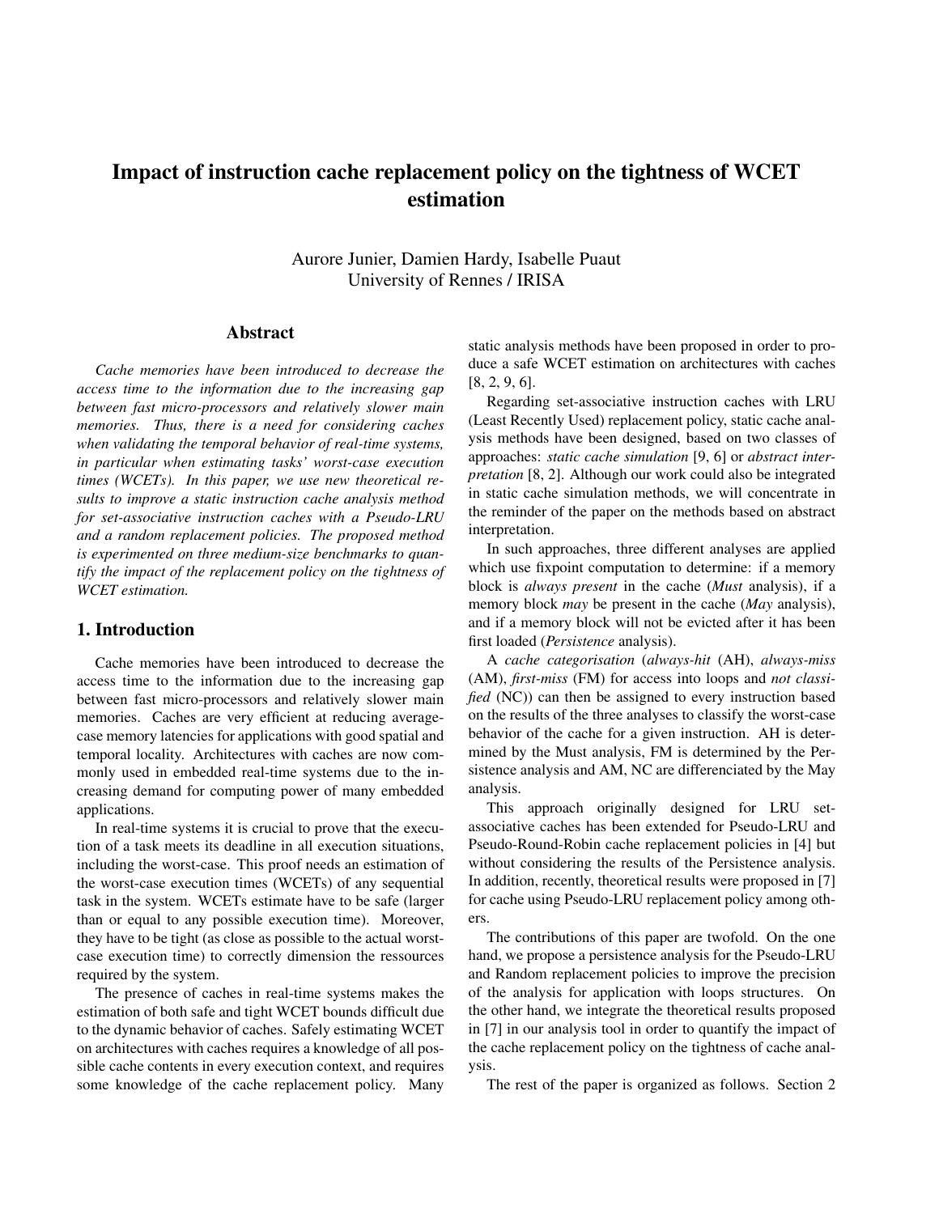# Impact of instruction cache replacement policy on the tightness of WCET estimation

Aurore Junier, Damien Hardy, Isabelle Puaut
University of Rennes / IRISA

## Abstract

*Cache memories have been introduced to decrease the access time to the information due to the increasing gap between fast micro-processors and relatively slower main memories. Thus, there is a need for considering caches when validating the temporal behavior of real-time systems, in particular when estimating tasks' worst-case execution times (WCETs). In this paper, we use new theoretical results to improve a static instruction cache analysis method for set-associative instruction caches with a Pseudo-LRU and a random replacement policies. The proposed method is experimented on three medium-size benchmarks to quantify the impact of the replacement policy on the tightness of WCET estimation.*

## 1. Introduction

Cache memories have been introduced to decrease the access time to the information due to the increasing gap between fast micro-processors and relatively slower main memories. Caches are very efficient at reducing average-case memory latencies for applications with good spatial and temporal locality. Architectures with caches are now commonly used in embedded real-time systems due to the increasing demand for computing power of many embedded applications.

In real-time systems it is crucial to prove that the execution of a task meets its deadline in all execution situations, including the worst-case. This proof needs an estimation of the worst-case execution times (WCETs) of any sequential task in the system. WCETs estimate have to be safe (larger than or equal to any possible execution time). Moreover, they have to be tight (as close as possible to the actual worst-case execution time) to correctly dimension the ressources required by the system.

The presence of caches in real-time systems makes the estimation of both safe and tight WCET bounds difficult due to the dynamic behavior of caches. Safely estimating WCET on architectures with caches requires a knowledge of all possible cache contents in every execution context, and requires some knowledge of the cache replacement policy. Many static analysis methods have been proposed in order to produce a safe WCET estimation on architectures with caches [8, 2, 9, 6].

Regarding set-associative instruction caches with LRU (Least Recently Used) replacement policy, static cache analysis methods have been designed, based on two classes of approaches: *static cache simulation* [9, 6] or *abstract interpretation* [8, 2]. Although our work could also be integrated in static cache simulation methods, we will concentrate in the reminder of the paper on the methods based on abstract interpretation.

In such approaches, three different analyses are applied which use fixpoint computation to determine: if a memory block is *always present* in the cache (*Must* analysis), if a memory block *may* be present in the cache (*May* analysis), and if a memory block will not be evicted after it has been first loaded (*Persistence* analysis).

A *cache categorisation* (*always-hit* (AH), *always-miss* (AM), *first-miss* (FM) for access into loops and *not classified* (NC)) can then be assigned to every instruction based on the results of the three analyses to classify the worst-case behavior of the cache for a given instruction. AH is determined by the Must analysis, FM is determined by the Persistence analysis and AM, NC are differenciated by the May analysis.

This approach originally designed for LRU set-associative caches has been extended for Pseudo-LRU and Pseudo-Round-Robin cache replacement policies in [4] but without considering the results of the Persistence analysis. In addition, recently, theoretical results were proposed in [7] for cache using Pseudo-LRU replacement policy among others.

The contributions of this paper are twofold. On the one hand, we propose a persistence analysis for the Pseudo-LRU and Random replacement policies to improve the precision of the analysis for application with loops structures. On the other hand, we integrate the theoretical results proposed in [7] in our analysis tool in order to quantify the impact of the cache replacement policy on the tightness of cache analysis.

The rest of the paper is organized as follows. Section 2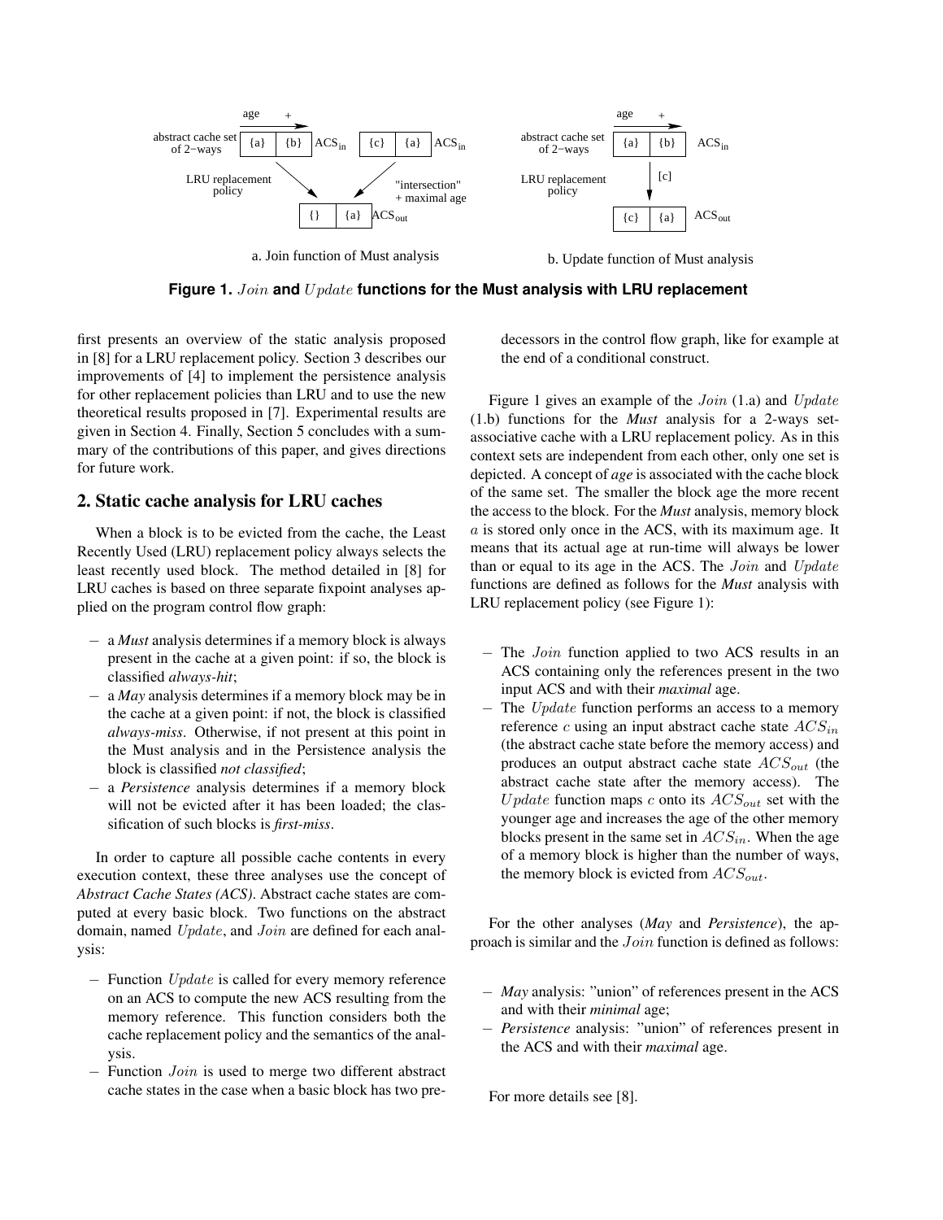a. Join function of Must analysis

b. Update function of Must analysis

**Figure 1.** *Join* **and** *Update* **functions for the Must analysis with LRU replacement**

first presents an overview of the static analysis proposed in [8] for a LRU replacement policy. Section 3 describes our improvements of [4] to implement the persistence analysis for other replacement policies than LRU and to use the new theoretical results proposed in [7]. Experimental results are given in Section 4. Finally, Section 5 concludes with a summary of the contributions of this paper, and gives directions for future work.

## 2. Static cache analysis for LRU caches

When a block is to be evicted from the cache, the Least Recently Used (LRU) replacement policy always selects the least recently used block. The method detailed in [8] for LRU caches is based on three separate fixpoint analyses applied on the program control flow graph:

- a *Must* analysis determines if a memory block is always present in the cache at a given point: if so, the block is classified *always-hit*;
- a *May* analysis determines if a memory block may be in the cache at a given point: if not, the block is classified *always-miss*. Otherwise, if not present at this point in the Must analysis and in the Persistence analysis the block is classified *not classified*;
- a *Persistence* analysis determines if a memory block will not be evicted after it has been loaded; the classification of such blocks is *first-miss*.

In order to capture all possible cache contents in every execution context, these three analyses use the concept of *Abstract Cache States (ACS)*. Abstract cache states are computed at every basic block. Two functions on the abstract domain, named *Update*, and *Join* are defined for each analysis:

- Function *Update* is called for every memory reference on an ACS to compute the new ACS resulting from the memory reference. This function considers both the cache replacement policy and the semantics of the analysis.
- Function *Join* is used to merge two different abstract cache states in the case when a basic block has two predecessors in the control flow graph, like for example at the end of a conditional construct.

Figure 1 gives an example of the *Join* (1.a) and *Update* (1.b) functions for the *Must* analysis for a 2-ways set-associative cache with a LRU replacement policy. As in this context sets are independent from each other, only one set is depicted. A concept of ***age*** is associated with the cache block of the same set. The smaller the block age the more recent the access to the block. For the ***Must*** analysis, memory block $a$ is stored only once in the ACS, with its maximum age. It means that its actual age at run-time will always be lower than or equal to its age in the ACS. The *Join* and *Update* functions are defined as follows for the ***Must*** analysis with LRU replacement policy (see Figure 1):

- The *Join* function applied to two ACS results in an ACS containing only the references present in the two input ACS and with their ***maximal*** age.
- The *Update* function performs an access to a memory reference $c$ using an input abstract cache state $ACS_{in}$ (the abstract cache state before the memory access) and produces an output abstract cache state $ACS_{out}$ (the abstract cache state after the memory access). The *Update* function maps $c$ onto its $ACS_{out}$ set with the younger age and increases the age of the other memory blocks present in the same set in $ACS_{in}$. When the age of a memory block is higher than the number of ways, the memory block is evicted from $ACS_{out}$.

For the other analyses (***May*** and ***Persistence***), the approach is similar and the *Join* function is defined as follows:

- ***May*** analysis: "union" of references present in the ACS and with their ***minimal*** age;
- ***Persistence*** analysis: "union" of references present in the ACS and with their ***maximal*** age.

For more details see [8].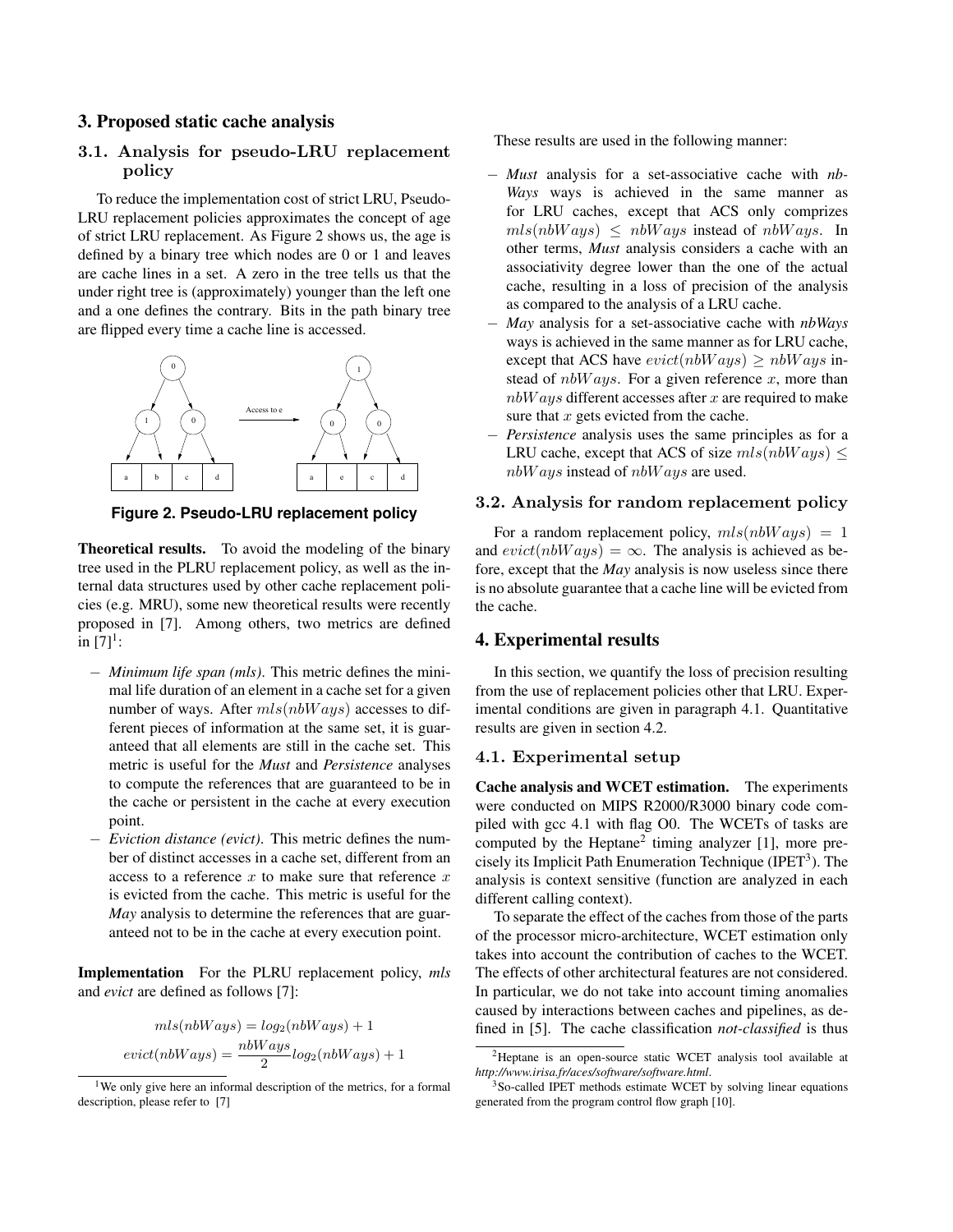## 3. Proposed static cache analysis

### 3.1. Analysis for pseudo-LRU replacement policy

To reduce the implementation cost of strict LRU, Pseudo-LRU replacement policies approximates the concept of age of strict LRU replacement. As Figure 2 shows us, the age is defined by a binary tree which nodes are 0 or 1 and leaves are cache lines in a set. A zero in the tree tells us that the under right tree is (approximately) younger than the left one and a one defines the contrary. Bits in the path binary tree are flipped every time a cache line is accessed.

**Figure 2. Pseudo-LRU replacement policy**

**Theoretical results.** To avoid the modeling of the binary tree used in the PLRU replacement policy, as well as the internal data structures used by other cache replacement policies (e.g. MRU), some new theoretical results were recently proposed in [7]. Among others, two metrics are defined in [7][1]:

- *Minimum life span (mls)*. This metric defines the minimal life duration of an element in a cache set for a given number of ways. After $mls(nbWays)$ accesses to different pieces of information at the same set, it is guaranteed that all elements are still in the cache set. This metric is useful for the *Must* and *Persistence* analyses to compute the references that are guaranteed to be in the cache or persistent in the cache at every execution point.
- *Eviction distance (evict)*. This metric defines the number of distinct accesses in a cache set, different from an access to a reference $x$ to make sure that reference $x$ is evicted from the cache. This metric is useful for the *May* analysis to determine the references that are guaranteed not to be in the cache at every execution point.

**Implementation** For the PLRU replacement policy, *mls* and *evict* are defined as follows [7]:

$$mls(nbWays) = log_2(nbWays) + 1$$

$$evict(nbWays) = \frac{nbWays}{2} log_2(nbWays) + 1$$

These results are used in the following manner:

- *Must* analysis for a set-associative cache with *nbWays* ways is achieved in the same manner as for LRU caches, except that ACS only comprizes $mls(nbWays) \leq nbWays$ instead of $nbWays$. In other terms, *Must* analysis considers a cache with an associativity degree lower than the one of the actual cache, resulting in a loss of precision of the analysis as compared to the analysis of a LRU cache.
- *May* analysis for a set-associative cache with *nbWays* ways is achieved in the same manner as for LRU cache, except that ACS have $evict(nbWays) \geq nbWays$ instead of $nbWays$. For a given reference $x$, more than $nbWays$ different accesses after $x$ are required to make sure that $x$ gets evicted from the cache.
- *Persistence* analysis uses the same principles as for a LRU cache, except that ACS of size $mls(nbWays) \leq nbWays$ instead of $nbWays$ are used.

### 3.2. Analysis for random replacement policy

For a random replacement policy, $mls(nbWays) = 1$ and $evict(nbWays) = \infty$. The analysis is achieved as before, except that the *May* analysis is now useless since there is no absolute guarantee that a cache line will be evicted from the cache.

## 4. Experimental results

In this section, we quantify the loss of precision resulting from the use of replacement policies other that LRU. Experimental conditions are given in paragraph 4.1. Quantitative results are given in section 4.2.

### 4.1. Experimental setup

**Cache analysis and WCET estimation.** The experiments were conducted on MIPS R2000/R3000 binary code compiled with gcc 4.1 with flag O0. The WCETs of tasks are computed by the Heptane[2] timing analyzer [1], more precisely its Implicit Path Enumeration Technique (IPET[3]). The analysis is context sensitive (function are analyzed in each different calling context).

To separate the effect of the caches from those of the parts of the processor micro-architecture, WCET estimation only takes into account the contribution of caches to the WCET. The effects of other architectural features are not considered. In particular, we do not take into account timing anomalies caused by interactions between caches and pipelines, as defined in [5]. The cache classification *not-classified* is thus

[1] We only give here an informal description of the metrics, for a formal description, please refer to [7]

[2] Heptane is an open-source static WCET analysis tool available at *http://www.irisa.fr/aces/software/software.html*.

[3] So-called IPET methods estimate WCET by solving linear equations generated from the program control flow graph [10].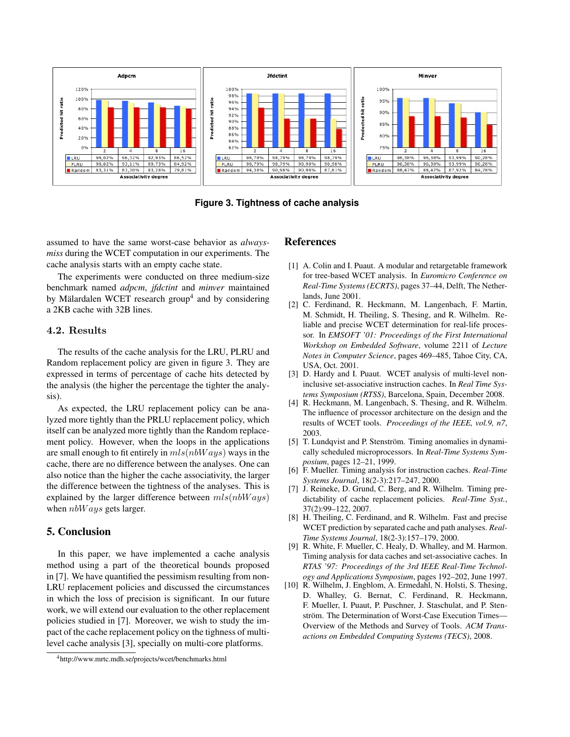Adpcm

Predicted hit ratio

120%
100%
80%
60%
40%
20%
0%

2 4 8 16

LRU 98,02% 96,32% 92,93% 86,52%

PLRU 98,02% 93,11% 89,73% 84,92%

Random 83,31% 83,30% 83,28% 79,81%

Associativity degree

Jfdctint

Predicted hit ratio

100%
98%
96%
94%
92%
90%
88%
86%
84%
82%

2 4 8 16

LRU 98,79% 98,79% 98,79% 98,79%

PLRU 98,79% 98,79% 90,98% 90,98%

Random 94,38% 90,98% 90,98% 87,81%

Associativity degree

Minver

Predicted hit ratio

100%
95%
90%
85%
80%
75%

2 4 8 16

LRU 96,38% 96,38% 93,99% 90,28%

PLRU 96,38% 96,38% 93,99% 90,28%

Random 88,47% 88,47% 87,92% 84,78%

Associativity degree

**Figure 3. Tightness of cache analysis**

assumed to have the same worst-case behavior as *always-miss* during the WCET computation in our experiments. The cache analysis starts with an empty cache state.

The experiments were conducted on three medium-size benchmark named *adpcm*, *jfdctint* and *minver* maintained by Mälardalen WCET research group[4] and by considering a 2KB cache with 32B lines.

### 4.2. Results

The results of the cache analysis for the LRU, PLRU and Random replacement policy are given in figure 3. They are expressed in terms of percentage of cache hits detected by the analysis (the higher the percentage the tighter the analysis).

As expected, the LRU replacement policy can be analyzed more tightly than the PRLU replacement policy, which itself can be analyzed more tightly than the Random replacement policy. However, when the loops in the applications are small enough to fit entirely in $mls(nbWays)$ ways in the cache, there are no difference between the analyses. One can also notice than the higher the cache associativity, the larger the difference between the tightness of the analyses. This is explained by the larger difference between $mls(nbWays)$ when $nbWays$ gets larger.

## 5. Conclusion

In this paper, we have implemented a cache analysis method using a part of the theoretical bounds proposed in [7]. We have quantified the pessimism resulting from non-LRU replacement policies and discussed the circumstances in which the loss of precision is significant. In our future work, we will extend our evaluation to the other replacement policies studied in [7]. Moreover, we wish to study the impact of the cache replacement policy on the tighness of multi-level cache analysis [3], specially on multi-core platforms.

[4]http://www.mrtc.mdh.se/projects/wcet/benchmarks.html

## References

[1] A. Colin and I. Puaut. A modular and retargetable framework for tree-based WCET analysis. In *Euromicro Conference on Real-Time Systems (ECRTS)*, pages 37–44, Delft, The Netherlands, June 2001.

[2] C. Ferdinand, R. Heckmann, M. Langenbach, F. Martin, M. Schmidt, H. Theiling, S. Thesing, and R. Wilhelm. Reliable and precise WCET determination for real-life processor. In *EMSOFT '01: Proceedings of the First International Workshop on Embedded Software*, volume 2211 of *Lecture Notes in Computer Science*, pages 469–485, Tahoe City, CA, USA, Oct. 2001.

[3] D. Hardy and I. Puaut. WCET analysis of multi-level non-inclusive set-associative instruction caches. In *Real Time Systems Symposium (RTSS)*, Barcelona, Spain, December 2008.

[4] R. Heckmann, M. Langenbach, S. Thesing, and R. Wilhelm. The influence of processor architecture on the design and the results of WCET tools. *Proceedings of the IEEE, vol.9, n7*, 2003.

[5] T. Lundqvist and P. Stenström. Timing anomalies in dynamically scheduled microprocessors. In *Real-Time Systems Symposium*, pages 12–21, 1999.

[6] F. Mueller. Timing analysis for instruction caches. *Real-Time Systems Journal*, 18(2-3):217–247, 2000.

[7] J. Reineke, D. Grund, C. Berg, and R. Wilhelm. Timing predictability of cache replacement policies. *Real-Time Syst.*, 37(2):99–122, 2007.

[8] H. Theiling, C. Ferdinand, and R. Wilhelm. Fast and precise WCET prediction by separated cache and path analyses. *Real-Time Systems Journal*, 18(2-3):157–179, 2000.

[9] R. White, F. Mueller, C. Healy, D. Whalley, and M. Harmon. Timing analysis for data caches and set-associative caches. In *RTAS '97: Proceedings of the 3rd IEEE Real-Time Technology and Applications Symposium*, pages 192–202, June 1997.

[10] R. Wilhelm, J. Engblom, A. Ermedahl, N. Holsti, S. Thesing, D. Whalley, G. Bernat, C. Ferdinand, R. Heckmann, F. Mueller, I. Puaut, P. Puschner, J. Staschulat, and P. Stenström. The Determination of Worst-Case Execution Times—Overview of the Methods and Survey of Tools. *ACM Transactions on Embedded Computing Systems (TECS)*, 2008.